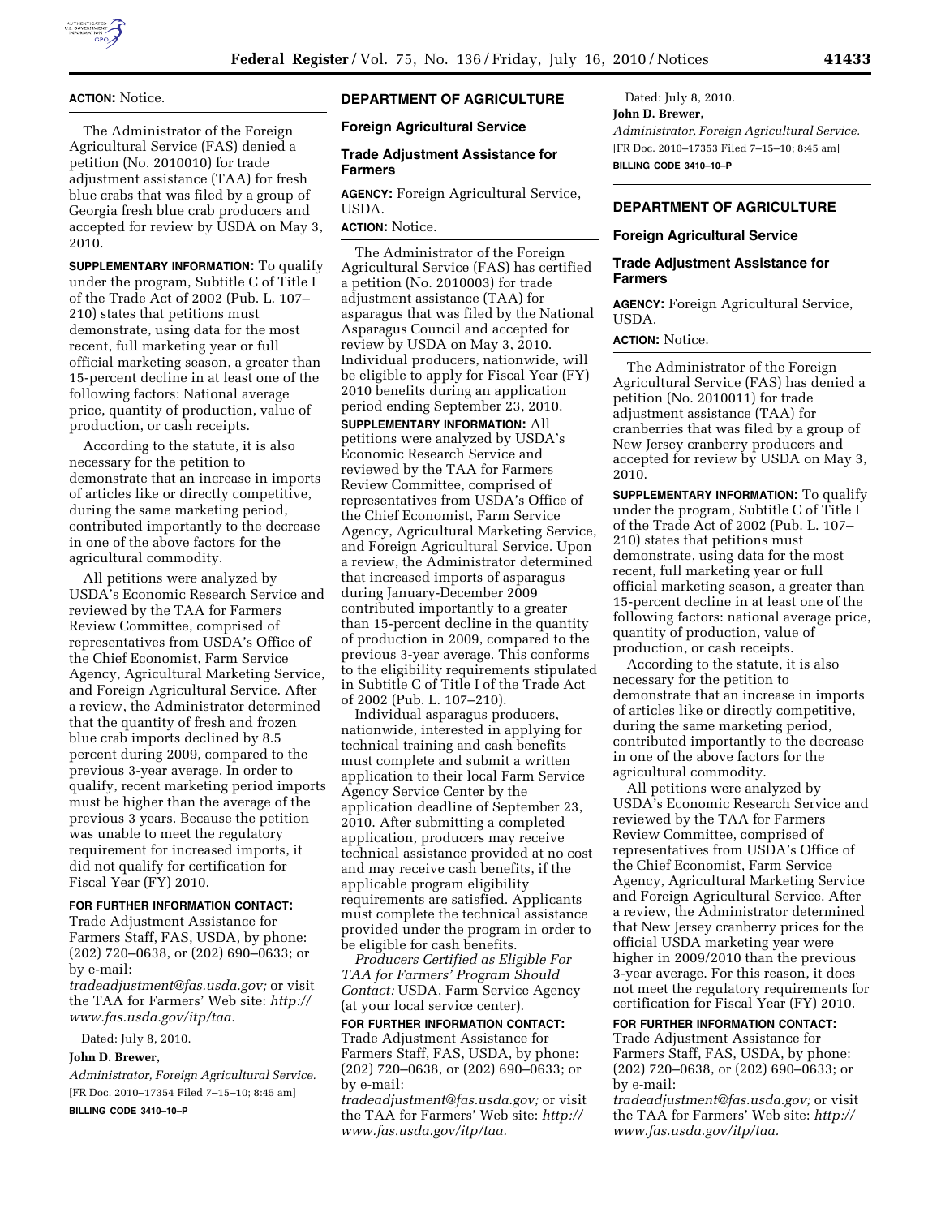**ACTION:** Notice.

The Administrator of the Foreign Agricultural Service (FAS) denied a petition (No. 2010010) for trade adjustment assistance (TAA) for fresh blue crabs that was filed by a group of Georgia fresh blue crab producers and accepted for review by USDA on May 3, 2010.

**SUPPLEMENTARY INFORMATION:** To qualify under the program, Subtitle C of Title I of the Trade Act of 2002 (Pub. L. 107–210) states that petitions must demonstrate, using data for the most recent, full marketing year or full official marketing season, a greater than 15-percent decline in at least one of the following factors: National average price, quantity of production, value of production, or cash receipts.

According to the statute, it is also necessary for the petition to demonstrate that an increase in imports of articles like or directly competitive, during the same marketing period, contributed importantly to the decrease in one of the above factors for the agricultural commodity.

All petitions were analyzed by USDA's Economic Research Service and reviewed by the TAA for Farmers Review Committee, comprised of representatives from USDA's Office of the Chief Economist, Farm Service Agency, Agricultural Marketing Service, and Foreign Agricultural Service. After a review, the Administrator determined that the quantity of fresh and frozen blue crab imports declined by 8.5 percent during 2009, compared to the previous 3-year average. In order to qualify, recent marketing period imports must be higher than the average of the previous 3 years. Because the petition was unable to meet the regulatory requirement for increased imports, it did not qualify for certification for Fiscal Year (FY) 2010.

**FOR FURTHER INFORMATION CONTACT:** Trade Adjustment Assistance for Farmers Staff, FAS, USDA, by phone: (202) 720–0638, or (202) 690–0633; or by e-mail: *tradeadjustment@fas.usda.gov;* or visit the TAA for Farmers' Web site: *http://www.fas.usda.gov/itp/taa.*

Dated: July 8, 2010.

**John D. Brewer,**

*Administrator, Foreign Agricultural Service.*

[FR Doc. 2010–17354 Filed 7–15–10; 8:45 am]

**BILLING CODE 3410–10–P**

## DEPARTMENT OF AGRICULTURE

### Foreign Agricultural Service

### Trade Adjustment Assistance for Farmers

**AGENCY:** Foreign Agricultural Service, USDA.

**ACTION:** Notice.

The Administrator of the Foreign Agricultural Service (FAS) has certified a petition (No. 2010003) for trade adjustment assistance (TAA) for asparagus that was filed by the National Asparagus Council and accepted for review by USDA on May 3, 2010. Individual producers, nationwide, will be eligible to apply for Fiscal Year (FY) 2010 benefits during an application period ending September 23, 2010.

**SUPPLEMENTARY INFORMATION:** All petitions were analyzed by USDA's Economic Research Service and reviewed by the TAA for Farmers Review Committee, comprised of representatives from USDA's Office of the Chief Economist, Farm Service Agency, Agricultural Marketing Service, and Foreign Agricultural Service. Upon a review, the Administrator determined that increased imports of asparagus during January-December 2009 contributed importantly to a greater than 15-percent decline in the quantity of production in 2009, compared to the previous 3-year average. This conforms to the eligibility requirements stipulated in Subtitle C of Title I of the Trade Act of 2002 (Pub. L. 107–210).

Individual asparagus producers, nationwide, interested in applying for technical training and cash benefits must complete and submit a written application to their local Farm Service Agency Service Center by the application deadline of September 23, 2010. After submitting a completed application, producers may receive technical assistance provided at no cost and may receive cash benefits, if the applicable program eligibility requirements are satisfied. Applicants must complete the technical assistance provided under the program in order to be eligible for cash benefits.

*Producers Certified as Eligible For TAA for Farmers' Program Should Contact:* USDA, Farm Service Agency (at your local service center).

**FOR FURTHER INFORMATION CONTACT:** Trade Adjustment Assistance for Farmers Staff, FAS, USDA, by phone: (202) 720–0638, or (202) 690–0633; or by e-mail: *tradeadjustment@fas.usda.gov;* or visit the TAA for Farmers' Web site: *http://www.fas.usda.gov/itp/taa.*

Dated: July 8, 2010.

**John D. Brewer,**

*Administrator, Foreign Agricultural Service.*

[FR Doc. 2010–17353 Filed 7–15–10; 8:45 am]

**BILLING CODE 3410–10–P**

## DEPARTMENT OF AGRICULTURE

### Foreign Agricultural Service

### Trade Adjustment Assistance for Farmers

**AGENCY:** Foreign Agricultural Service, USDA.

**ACTION:** Notice.

The Administrator of the Foreign Agricultural Service (FAS) has denied a petition (No. 2010011) for trade adjustment assistance (TAA) for cranberries that was filed by a group of New Jersey cranberry producers and accepted for review by USDA on May 3, 2010.

**SUPPLEMENTARY INFORMATION:** To qualify under the program, Subtitle C of Title I of the Trade Act of 2002 (Pub. L. 107–210) states that petitions must demonstrate, using data for the most recent, full marketing year or full official marketing season, a greater than 15-percent decline in at least one of the following factors: national average price, quantity of production, value of production, or cash receipts.

According to the statute, it is also necessary for the petition to demonstrate that an increase in imports of articles like or directly competitive, during the same marketing period, contributed importantly to the decrease in one of the above factors for the agricultural commodity.

All petitions were analyzed by USDA's Economic Research Service and reviewed by the TAA for Farmers Review Committee, comprised of representatives from USDA's Office of the Chief Economist, the Farm Service Agency, Agricultural Marketing Service and Foreign Agricultural Service. After a review, the Administrator determined that New Jersey cranberry prices for the official USDA marketing year were higher in 2009/2010 than the previous 3-year average. For this reason, it does not meet the regulatory requirements for certification for Fiscal Year (FY) 2010.

**FOR FURTHER INFORMATION CONTACT:** Trade Adjustment Assistance for Farmers Staff, FAS, USDA, by phone: (202) 720–0638, or (202) 690–0633; or by e-mail: *tradeadjustment@fas.usda.gov;* or visit the TAA for Farmers' Web site: *http://www.fas.usda.gov/itp/taa.*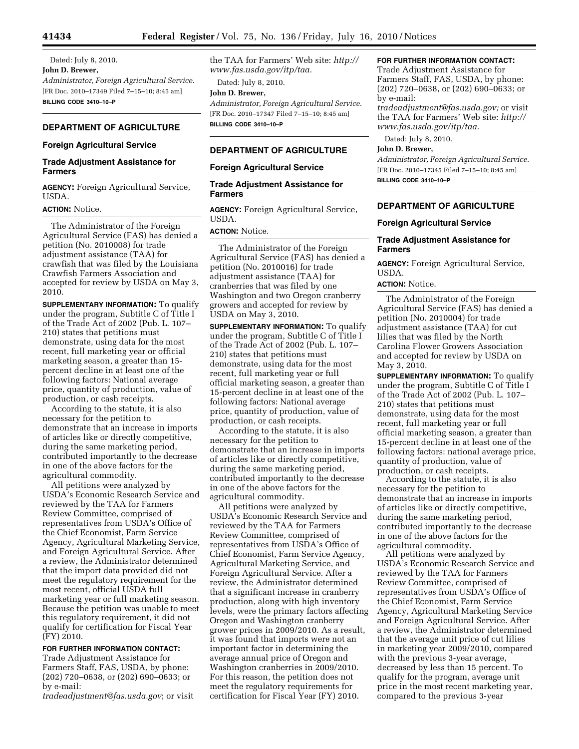Dated: July 8, 2010.

**John D. Brewer,**

*Administrator, Foreign Agricultural Service.*

[FR Doc. 2010–17349 Filed 7–15–10; 8:45 am]

**BILLING CODE 3410–10–P**

## DEPARTMENT OF AGRICULTURE

### Foreign Agricultural Service

### Trade Adjustment Assistance for Farmers

**AGENCY:** Foreign Agricultural Service, USDA.

**ACTION:** Notice.

The Administrator of the Foreign Agricultural Service (FAS) has denied a petition (No. 2010008) for trade adjustment assistance (TAA) for crawfish that was filed by the Louisiana Crawfish Farmers Association and accepted for review by USDA on May 3, 2010.

**SUPPLEMENTARY INFORMATION:** To qualify under the program, Subtitle C of Title I of the Trade Act of 2002 (Pub. L. 107–210) states that petitions must demonstrate, using data for the most recent, full marketing year or official marketing season, a greater than 15-percent decline in at least one of the following factors: National average price, quantity of production, value of production, or cash receipts.

According to the statute, it is also necessary for the petition to demonstrate that an increase in imports of articles like or directly competitive, during the same marketing period, contributed importantly to the decrease in one of the above factors for the agricultural commodity.

All petitions were analyzed by USDA's Economic Research Service and reviewed by the TAA for Farmers Review Committee, comprised of representatives from USDA's Office of the Chief Economist, Farm Service Agency, Agricultural Marketing Service, and Foreign Agricultural Service. After a review, the Administrator determined that the import data provided did not meet the regulatory requirement for the most recent, official USDA full marketing year or full marketing season. Because the petition was unable to meet this regulatory requirement, it did not qualify for certification for Fiscal Year (FY) 2010.

**FOR FURTHER INFORMATION CONTACT:** Trade Adjustment Assistance for Farmers Staff, FAS, USDA, by phone: (202) 720–0638, or (202) 690–0633; or by e-mail: *tradeadjustment@fas.usda.gov*; or visit the TAA for Farmers' Web site: *http://www.fas.usda.gov/itp/taa.*

Dated: July 8, 2010.

**John D. Brewer,**

*Administrator, Foreign Agricultural Service.*

[FR Doc. 2010–17347 Filed 7–15–10; 8:45 am]

**BILLING CODE 3410–10–P**

## DEPARTMENT OF AGRICULTURE

### Foreign Agricultural Service

### Trade Adjustment Assistance for Farmers

**AGENCY:** Foreign Agricultural Service, USDA.

**ACTION:** Notice.

The Administrator of the Foreign Agricultural Service (FAS) has denied a petition (No. 2010016) for trade adjustment assistance (TAA) for cranberries that was filed by one Washington and two Oregon cranberry growers and accepted for review by USDA on May 3, 2010.

**SUPPLEMENTARY INFORMATION:** To qualify under the program, Subtitle C of Title I of the Trade Act of 2002 (Pub. L. 107–210) states that petitions must demonstrate, using data for the most recent, full marketing year or full official marketing season, a greater than 15-percent decline in at least one of the following factors: National average price, quantity of production, value of production, or cash receipts.

According to the statute, it is also necessary for the petition to demonstrate that an increase in imports of articles like or directly competitive, during the same marketing period, contributed importantly to the decrease in one of the above factors for the agricultural commodity.

All petitions were analyzed by USDA's Economic Research Service and reviewed by the TAA for Farmers Review Committee, comprised of representatives from USDA's Office of Chief Economist, Farm Service Agency, Agricultural Marketing Service, and Foreign Agricultural Service. After a review, the Administrator determined that a significant increase in cranberry production, along with high inventory levels, were the primary factors affecting Oregon and Washington cranberry grower prices in 2009/2010. As a result, it was found that imports were not an important factor in determining the average annual price of Oregon and Washington cranberries in 2009/2010. For this reason, the petition does not meet the regulatory requirements for certification for Fiscal Year (FY) 2010.

**FOR FURTHER INFORMATION CONTACT:** Trade Adjustment Assistance for Farmers Staff, FAS, USDA, by phone: (202) 720–0638, or (202) 690–0633; or by e-mail: *tradeadjustment@fas.usda.gov;* or visit the TAA for Farmers' Web site: *http://www.fas.usda.gov/itp/taa.*

Dated: July 8, 2010.

**John D. Brewer,**

*Administrator, Foreign Agricultural Service.*

[FR Doc. 2010–17345 Filed 7–15–10; 8:45 am]

**BILLING CODE 3410–10–P**

## DEPARTMENT OF AGRICULTURE

### Foreign Agricultural Service

### Trade Adjustment Assistance for Farmers

**AGENCY:** Foreign Agricultural Service, USDA.

**ACTION:** Notice.

The Administrator of the Foreign Agricultural Service (FAS) has denied a petition (No. 2010004) for trade adjustment assistance (TAA) for cut lilies that was filed by the North Carolina Flower Growers Association and accepted for review by USDA on May 3, 2010.

**SUPPLEMENTARY INFORMATION:** To qualify under the program, Subtitle C of Title I of the Trade Act of 2002 (Pub. L. 107–210) states that petitions must demonstrate, using data for the most recent, full marketing year or full official marketing season, a greater than 15-percent decline in at least one of the following factors: national average price, quantity of production, value of production, or cash receipts.

According to the statute, it is also necessary for the petition to demonstrate that an increase in imports of articles like or directly competitive, during the same marketing period, contributed importantly to the decrease in one of the above factors for the agricultural commodity.

All petitions were analyzed by USDA's Economic Research Service and reviewed by the TAA for Farmers Review Committee, comprised of representatives from USDA's Office of the Chief Economist, Farm Service Agency, Agricultural Marketing Service and Foreign Agricultural Service. After a review, the Administrator determined that the average unit price of cut lilies in marketing year 2009/2010, compared with the previous 3-year average, decreased by less than 15 percent. To qualify for the program, average unit price in the most recent marketing year, compared to the previous 3-year